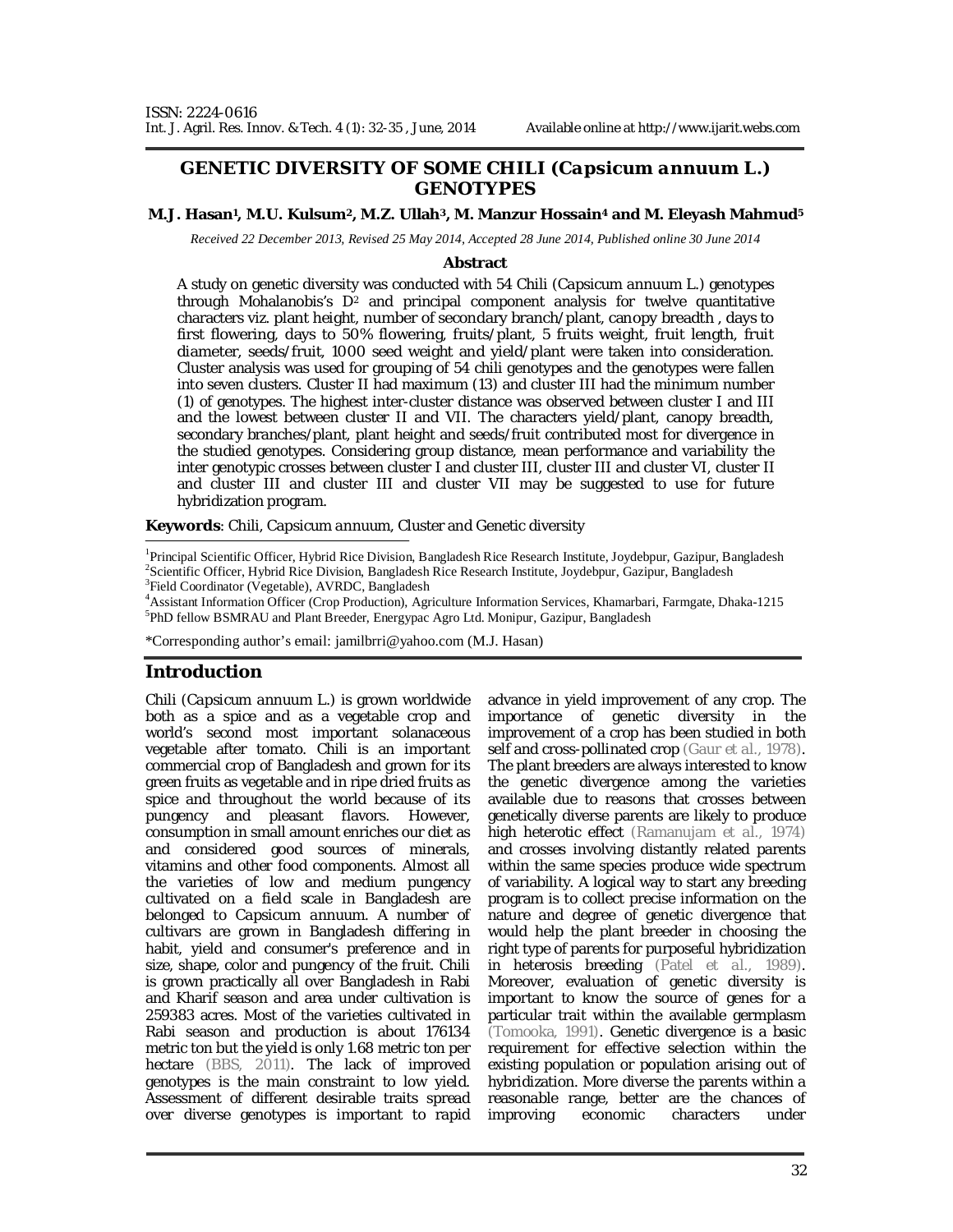ISSN: 2224-0616
Int. J. Agril. Res. Innov. & Tech. 4 (1): 32-35, June, 2014    Available online at http://www.ijarit.webs.com

# GENETIC DIVERSITY OF SOME CHILI (*Capsicum annuum* L.) GENOTYPES

**M.J. Hasan[1], M.U. Kulsum[2], M.Z. Ullah[3], M. Manzur Hossain[4] and M. Eleyash Mahmud[5]**

*Received 22 December 2013, Revised 25 May 2014, Accepted 28 June 2014, Published online 30 June 2014*

**Abstract**

A study on genetic diversity was conducted with 54 Chili (*Capsicum annuum* L.) genotypes through Mohalanobis's $D^2$ and principal component analysis for twelve quantitative characters viz. plant height, number of secondary branch/plant, canopy breadth , days to first flowering, days to 50% flowering, fruits/plant, 5 fruits weight, fruit length, fruit diameter, seeds/fruit, 1000 seed weight and yield/plant were taken into consideration. Cluster analysis was used for grouping of 54 chili genotypes and the genotypes were fallen into seven clusters. Cluster II had maximum (13) and cluster III had the minimum number (1) of genotypes. The highest inter-cluster distance was observed between cluster I and III and the lowest between cluster II and VII. The characters yield/plant, canopy breadth, secondary branches/plant, plant height and seeds/fruit contributed most for divergence in the studied genotypes. Considering group distance, mean performance and variability the inter genotypic crosses between cluster I and cluster III, cluster III and cluster VI, cluster II and cluster III and cluster III and cluster VII may be suggested to use for future hybridization program.

**Keywords**: Chili, *Capsicum annuum*, Cluster and Genetic diversity

[1]Principal Scientific Officer, Hybrid Rice Division, Bangladesh Rice Research Institute, Joydebpur, Gazipur, Bangladesh
[2]Scientific Officer, Hybrid Rice Division, Bangladesh Rice Research Institute, Joydebpur, Gazipur, Bangladesh
[3]Field Coordinator (Vegetable), AVRDC, Bangladesh
[4]Assistant Information Officer (Crop Production), Agriculture Information Services, Khamarbari, Farmgate, Dhaka-1215
[5]PhD fellow BSMRAU and Plant Breeder, Energypac Agro Ltd. Monipur, Gazipur, Bangladesh

*Corresponding author's email: jamilbrri@yahoo.com (M.J. Hasan)

## Introduction

Chili (*Capsicum annuum* L.) is grown worldwide both as a spice and as a vegetable crop and world's second most important solanaceous vegetable after tomato. Chili is an important commercial crop of Bangladesh and grown for its green fruits as vegetable and in ripe dried fruits as spice and throughout the world because of its pungency and pleasant flavors. However, consumption in small amount enriches our diet as and considered good sources of minerals, vitamins and other food components. Almost all the varieties of low and medium pungency cultivated on a field scale in Bangladesh are belonged to *Capsicum annuum*. A number of cultivars are grown in Bangladesh differing in habit, yield and consumer's preference and in size, shape, color and pungency of the fruit. Chili is grown practically all over Bangladesh in Rabi and Kharif season and area under cultivation is 259383 acres. Most of the varieties cultivated in Rabi season and production is about 176134 metric ton but the yield is only 1.68 metric ton per hectare (BBS, 2011). The lack of improved genotypes is the main constraint to low yield. Assessment of different desirable traits spread over diverse genotypes is important to rapid advance in yield improvement of any crop. The importance of genetic diversity in the improvement of a crop has been studied in both self and cross-pollinated crop (Gaur et al., 1978). The plant breeders are always interested to know the genetic divergence among the varieties available due to reasons that crosses between genetically diverse parents are likely to produce high heterotic effect (Ramanujam et al., 1974) and crosses involving distantly related parents within the same species produce wide spectrum of variability. A logical way to start any breeding program is to collect precise information on the nature and degree of genetic divergence that would help the plant breeder in choosing the right type of parents for purposeful hybridization in heterosis breeding (Patel et al., 1989). Moreover, evaluation of genetic diversity is important to know the source of genes for a particular trait within the available germplasm (Tomooka, 1991). Genetic divergence is a basic requirement for effective selection within the existing population or population arising out of hybridization. More diverse the parents within a reasonable range, better are the chances of improving economic characters under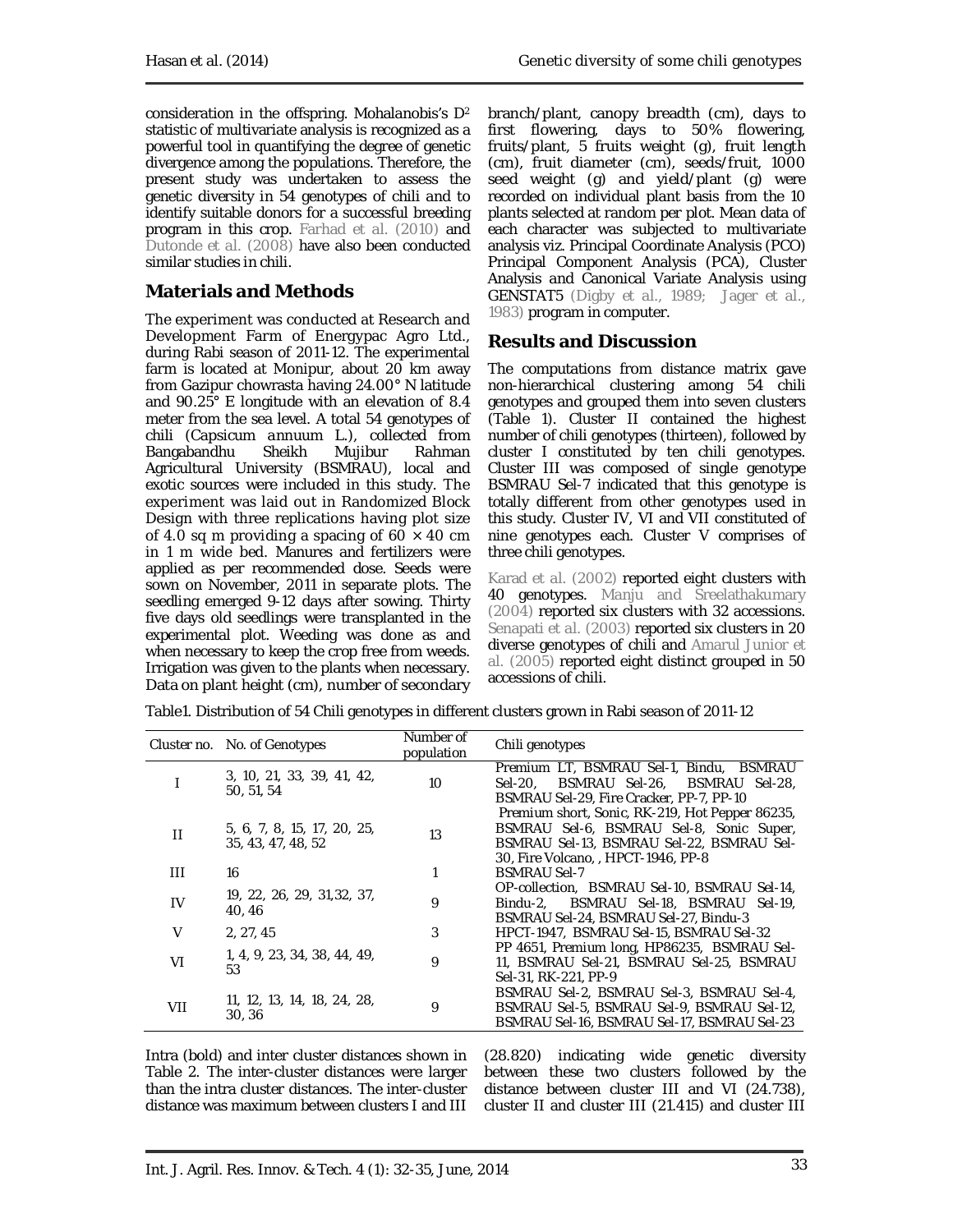consideration in the offspring. Mohalanobis's $D^2$ statistic of multivariate analysis is recognized as a powerful tool in quantifying the degree of genetic divergence among the populations. Therefore, the present study was undertaken to assess the genetic diversity in 54 genotypes of chili and to identify suitable donors for a successful breeding program in this crop. Farhad et al. (2010) and Dutonde et al. (2008) have also been conducted similar studies in chili.

## Materials and Methods

The experiment was conducted at Research and Development Farm of Energypac Agro Ltd., during Rabi season of 2011-12. The experimental farm is located at Monipur, about 20 km away from Gazipur chowrasta having 24.00° N latitude and 90.25° E longitude with an elevation of 8.4 meter from the sea level. A total 54 genotypes of chili (*Capsicum annuum* L.), collected from Bangabandhu Sheikh Mujibur Rahman Agricultural University (BSMRAU), local and exotic sources were included in this study. The experiment was laid out in Randomized Block Design with three replications having plot size of 4.0 sq m providing a spacing of 60 × 40 cm in 1 m wide bed. Manures and fertilizers were applied as per recommended dose. Seeds were sown on November, 2011 in separate plots. The seedling emerged 9-12 days after sowing. Thirty five days old seedlings were transplanted in the experimental plot. Weeding was done as and when necessary to keep the crop free from weeds. Irrigation was given to the plants when necessary. Data on plant height (cm), number of secondary branch/plant, canopy breadth (cm), days to first flowering, days to 50% flowering, fruits/plant, 5 fruits weight (g), fruit length (cm), fruit diameter (cm), seeds/fruit, 1000 seed weight (g) and yield/plant (g) were recorded on individual plant basis from the 10 plants selected at random per plot. Mean data of each character was subjected to multivariate analysis viz. Principal Coordinate Analysis (PCO) Principal Component Analysis (PCA), Cluster Analysis and Canonical Variate Analysis using GENSTAT5 (Digby et al., 1989; Jager et al., 1983) program in computer.

## Results and Discussion

The computations from distance matrix gave non-hierarchical clustering among 54 chili genotypes and grouped them into seven clusters (Table 1). Cluster II contained the highest number of chili genotypes (thirteen), followed by cluster I constituted by ten chili genotypes. Cluster III was composed of single genotype BSMRAU Sel-7 indicated that this genotype is totally different from other genotypes used in this study. Cluster IV, VI and VII constituted of nine genotypes each. Cluster V comprises of three chili genotypes.

Karad et al. (2002) reported eight clusters with 40 genotypes. Manju and Sreelathakumary (2004) reported six clusters with 32 accessions. Senapati et al. (2003) reported six clusters in 20 diverse genotypes of chili and Amarul Junior et al. (2005) reported eight distinct grouped in 50 accessions of chili.

Table1. Distribution of 54 Chili genotypes in different clusters grown in Rabi season of 2011-12

| Cluster no. | No. of Genotypes | Number of population | Chili genotypes |
|---|---|---|---|
| I | 3, 10, 21, 33, 39, 41, 42, 50, 51, 54 | 10 | Premium LT, BSMRAU Sel-1, Bindu, BSMRAU Sel-20, BSMRAU Sel-26, BSMRAU Sel-28, BSMRAU Sel-29, Fire Cracker, PP-7, PP-10 |
| II | 5, 6, 7, 8, 15, 17, 20, 25, 35, 43, 47, 48, 52 | 13 | Premium short, Sonic, RK-219, Hot Pepper 86235, BSMRAU Sel-6, BSMRAU Sel-8, Sonic Super, BSMRAU Sel-13, BSMRAU Sel-22, BSMRAU Sel-30, Fire Volcano, , HPCT-1946, PP-8 |
| III | 16 | 1 | BSMRAU Sel-7 |
| IV | 19, 22, 26, 29, 31,32, 37, 40, 46 | 9 | OP-collection, BSMRAU Sel-10, BSMRAU Sel-14, Bindu-2, BSMRAU Sel-18, BSMRAU Sel-19, BSMRAU Sel-24, BSMRAU Sel-27, Bindu-3 |
| V | 2, 27, 45 | 3 | HPCT-1947, BSMRAU Sel-15, BSMRAU Sel-32 |
| VI | 1, 4, 9, 23, 34, 38, 44, 49, 53 | 9 | PP 4651, Premium long, HP86235, BSMRAU Sel-11, BSMRAU Sel-21, BSMRAU Sel-25, BSMRAU Sel-31, RK-221, PP-9 |
| VII | 11, 12, 13, 14, 18, 24, 28, 30, 36 | 9 | BSMRAU Sel-2, BSMRAU Sel-3, BSMRAU Sel-4, BSMRAU Sel-5, BSMRAU Sel-9, BSMRAU Sel-12, BSMRAU Sel-16, BSMRAU Sel-17, BSMRAU Sel-23 |

Intra (bold) and inter cluster distances shown in Table 2. The inter-cluster distances were larger than the intra cluster distances. The inter-cluster distance was maximum between clusters I and III (28.820) indicating wide genetic diversity between these two clusters followed by the distance between cluster III and VI (24.738), cluster II and cluster III (21.415) and cluster III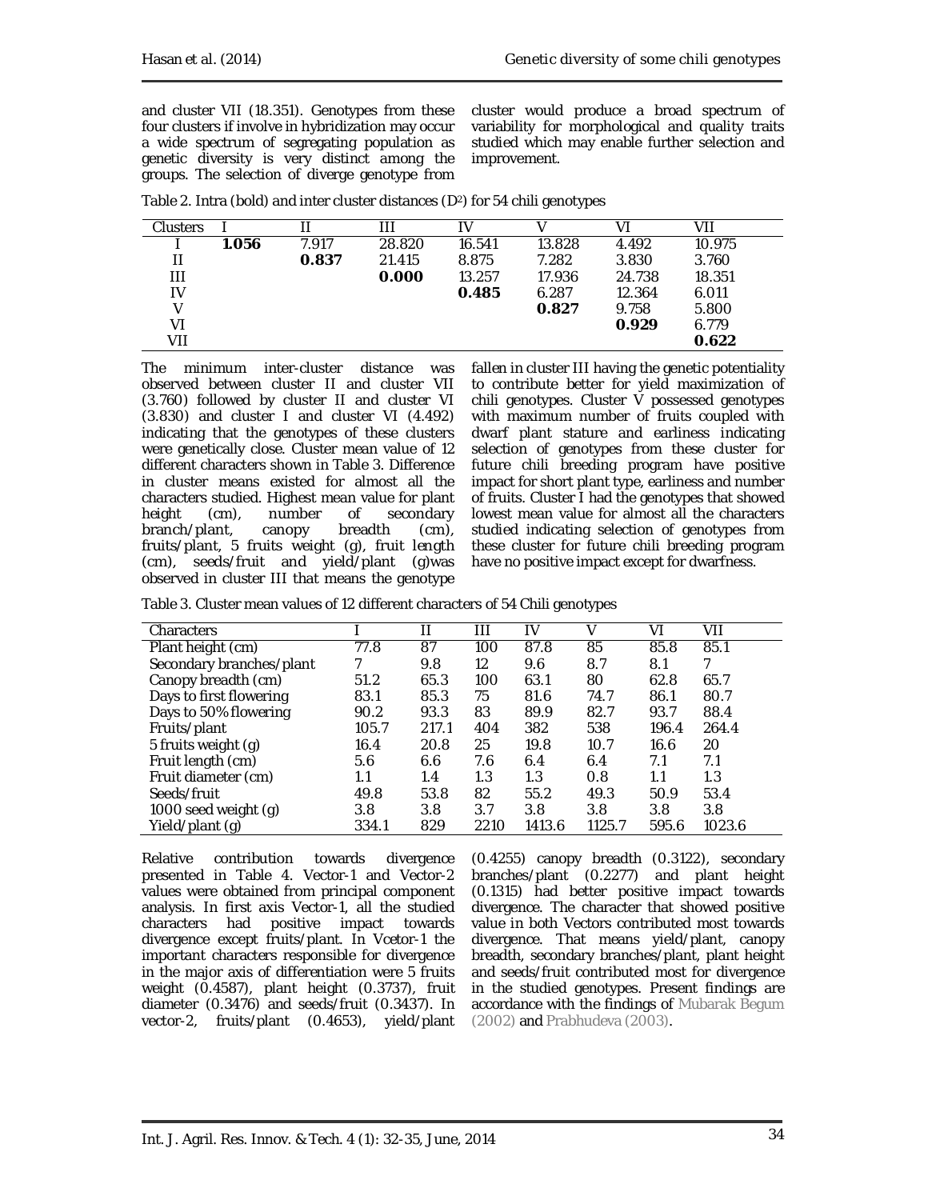and cluster VII (18.351). Genotypes from these four clusters if involve in hybridization may occur a wide spectrum of segregating population as genetic diversity is very distinct among the groups. The selection of diverge genotype from cluster would produce a broad spectrum of variability for morphological and quality traits studied which may enable further selection and improvement.

Table 2. Intra (bold) and inter cluster distances ($D^2$) for 54 chili genotypes

| Clusters | I | II | III | IV | V | VI | VII |
|---|---|---|---|---|---|---|---|
| I | **1.056** | 7.917 | 28.820 | 16.541 | 13.828 | 4.492 | 10.975 |
| II | | **0.837** | 21.415 | 8.875 | 7.282 | 3.830 | 3.760 |
| III | | | **0.000** | 13.257 | 17.936 | 24.738 | 18.351 |
| IV | | | | **0.485** | 6.287 | 12.364 | 6.011 |
| V | | | | | **0.827** | 9.758 | 5.800 |
| VI | | | | | | **0.929** | 6.779 |
| VII | | | | | | | **0.622** |

The minimum inter-cluster distance was observed between cluster II and cluster VII (3.760) followed by cluster II and cluster VI (3.830) and cluster I and cluster VI (4.492) indicating that the genotypes of these clusters were genetically close. Cluster mean value of 12 different characters shown in Table 3. Difference in cluster means existed for almost all the characters studied. Highest mean value for plant height (cm), number of secondary branch/plant, canopy breadth (cm), fruits/plant, 5 fruits weight (g), fruit length (cm), seeds/fruit and yield/plant (g)was observed in cluster III that means the genotype fallen in cluster III having the genetic potentiality to contribute better for yield maximization of chili genotypes. Cluster V possessed genotypes with maximum number of fruits coupled with dwarf plant stature and earliness indicating selection of genotypes from these cluster for future chili breeding program have positive impact for short plant type, earliness and number of fruits. Cluster I had the genotypes that showed lowest mean value for almost all the characters studied indicating selection of genotypes from these cluster for future chili breeding program have no positive impact except for dwarfness.

Table 3. Cluster mean values of 12 different characters of 54 Chili genotypes

| Characters | I | II | III | IV | V | VI | VII |
|---|---|---|---|---|---|---|---|
| Plant height (cm) | 77.8 | 87 | 100 | 87.8 | 85 | 85.8 | 85.1 |
| Secondary branches/plant | 7 | 9.8 | 12 | 9.6 | 8.7 | 8.1 | 7 |
| Canopy breadth (cm) | 51.2 | 65.3 | 100 | 63.1 | 80 | 62.8 | 65.7 |
| Days to first flowering | 83.1 | 85.3 | 75 | 81.6 | 74.7 | 86.1 | 80.7 |
| Days to 50% flowering | 90.2 | 93.3 | 83 | 89.9 | 82.7 | 93.7 | 88.4 |
| Fruits/plant | 105.7 | 217.1 | 404 | 382 | 538 | 196.4 | 264.4 |
| 5 fruits weight (g) | 16.4 | 20.8 | 25 | 19.8 | 10.7 | 16.6 | 20 |
| Fruit length (cm) | 5.6 | 6.6 | 7.6 | 6.4 | 6.4 | 7.1 | 7.1 |
| Fruit diameter (cm) | 1.1 | 1.4 | 1.3 | 1.3 | 0.8 | 1.1 | 1.3 |
| Seeds/fruit | 49.8 | 53.8 | 82 | 55.2 | 49.3 | 50.9 | 53.4 |
| 1000 seed weight (g) | 3.8 | 3.8 | 3.7 | 3.8 | 3.8 | 3.8 | 3.8 |
| Yield/plant (g) | 334.1 | 829 | 2210 | 1413.6 | 1125.7 | 595.6 | 1023.6 |

Relative contribution towards divergence presented in Table 4. Vector-1 and Vector-2 values were obtained from principal component analysis. In first axis Vector-1, all the studied characters had positive impact towards divergence except fruits/plant. In Vcetor-1 the important characters responsible for divergence in the major axis of differentiation were 5 fruits weight (0.4587), plant height (0.3737), fruit diameter (0.3476) and seeds/fruit (0.3437). In vector-2, fruits/plant (0.4653), yield/plant (0.4255) canopy breadth (0.3122), secondary branches/plant (0.2277) and plant height (0.1315) had better positive impact towards divergence. The character that showed positive value in both Vectors contributed most towards divergence. That means yield/plant, canopy breadth, secondary branches/plant, plant height and seeds/fruit contributed most for divergence in the studied genotypes. Present findings are accordance with the findings of Mubarak Begum (2002) and Prabhudeva (2003).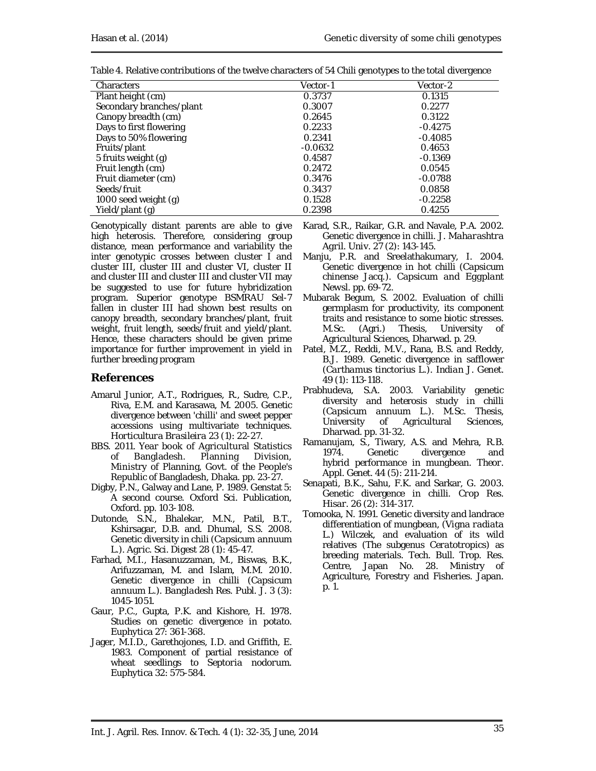Table 4. Relative contributions of the twelve characters of 54 Chili genotypes to the total divergence

| Characters | Vector-1 | Vector-2 |
|---|---|---|
| Plant height (cm) | 0.3737 | 0.1315 |
| Secondary branches/plant | 0.3007 | 0.2277 |
| Canopy breadth (cm) | 0.2645 | 0.3122 |
| Days to first flowering | 0.2233 | -0.4275 |
| Days to 50% flowering | 0.2341 | -0.4085 |
| Fruits/plant | -0.0632 | 0.4653 |
| 5 fruits weight (g) | 0.4587 | -0.1369 |
| Fruit length (cm) | 0.2472 | 0.0545 |
| Fruit diameter (cm) | 0.3476 | -0.0788 |
| Seeds/fruit | 0.3437 | 0.0858 |
| 1000 seed weight (g) | 0.1528 | -0.2258 |
| Yield/plant (g) | 0.2398 | 0.4255 |

Genotypically distant parents are able to give high heterosis. Therefore, considering group distance, mean performance and variability the inter genotypic crosses between cluster I and cluster III, cluster III and cluster VI, cluster II and cluster III and cluster III and cluster VII may be suggested to use for future hybridization program. Superior genotype BSMRAU Sel-7 fallen in cluster III had shown best results on canopy breadth, secondary branches/plant, fruit weight, fruit length, seeds/fruit and yield/plant. Hence, these characters should be given prime importance for further improvement in yield in further breeding program

## References

Amarul Junior, A.T., Rodrigues, R., Sudre, C.P., Riva, E.M. and Karasawa, M. 2005. Genetic divergence between 'chilli' and sweet pepper accessions using multivariate techniques. *Horticultura Brasileira* 23 (1): 22-27.

BBS. 2011. Year book of Agricultural Statistics of Bangladesh. Planning Division, Ministry of Planning, Govt. of the People's Republic of Bangladesh, Dhaka. pp. 23-27.

Digby, P.N., Galway and Lane, P. 1989. Genstat 5: A second course. Oxford Sci. Publication, Oxford. pp. 103-108.

Dutonde, S.N., Bhalekar, M.N., Patil, B.T., Kshirsagar, D.B. and. Dhumal, S.S. 2008. Genetic diversity in chili (*Capsicum annuum* L.). *Agric. Sci. Digest* 28 (1): 45-47.

Farhad, M.I., Hasanuzzaman, M., Biswas, B.K., Arifuzzaman, M. and Islam, M.M. 2010. Genetic divergence in chilli (*Capsicum annuum* L.). *Bangladesh Res. Publ. J.* 3 (3): 1045-1051.

Gaur, P.C., Gupta, P.K. and Kishore, H. 1978. Studies on genetic divergence in potato. *Euphytica* 27: 361-368.

Jager, M.I.D., Garethojones, I.D. and Griffith, E. 1983. Component of partial resistance of wheat seedlings to *Septoria nodorum*. *Euphytica* 32: 575-584.

Karad, S.R., Raikar, G.R. and Navale, P.A. 2002. Genetic divergence in chilli. *J. Maharashtra Agril. Univ.* 27 (2): 143-145.

Manju, P.R. and Sreelathakumary, I. 2004. Genetic divergence in hot chilli (*Capsicum chinense* Jacq.). *Capsicum and Eggplant Newsl.* pp. 69-72.

Mubarak Begum, S. 2002. Evaluation of chilli germplasm for productivity, its component traits and resistance to some biotic stresses. M.Sc. (Agri.) Thesis, University of Agricultural Sciences, Dharwad. p. 29.

Patel, M.Z., Reddi, M.V., Rana, B.S. and Reddy, B.J. 1989. Genetic divergence in safflower (*Carthamus tinctorius* L.). *Indian J. Genet.* 49 (1): 113-118.

Prabhudeva, S.A. 2003. Variability genetic diversity and heterosis study in chilli (*Capsicum annuum* L.). M.Sc. Thesis, University of Agricultural Sciences, Dharwad. pp. 31-32.

Ramanujam, S., Tiwary, A.S. and Mehra, R.B. 1974. Genetic divergence and hybrid performance in mungbean. *Theor. Appl. Genet.* 44 (5): 211-214.

Senapati, B.K., Sahu, F.K. and Sarkar, G. 2003. Genetic divergence in chilli. *Crop Res. Hisar.* 26 (2): 314-317.

Tomooka, N. 1991. Genetic diversity and landrace differentiation of mungbean, (*Vigna radiata* L.) Wilczek, and evaluation of its wild relatives (The subgenus *Ceratotropics*) as breeding materials. Tech. Bull. Trop. Res. Centre, Japan No. 28. Ministry of Agriculture, Forestry and Fisheries. Japan. p. 1.